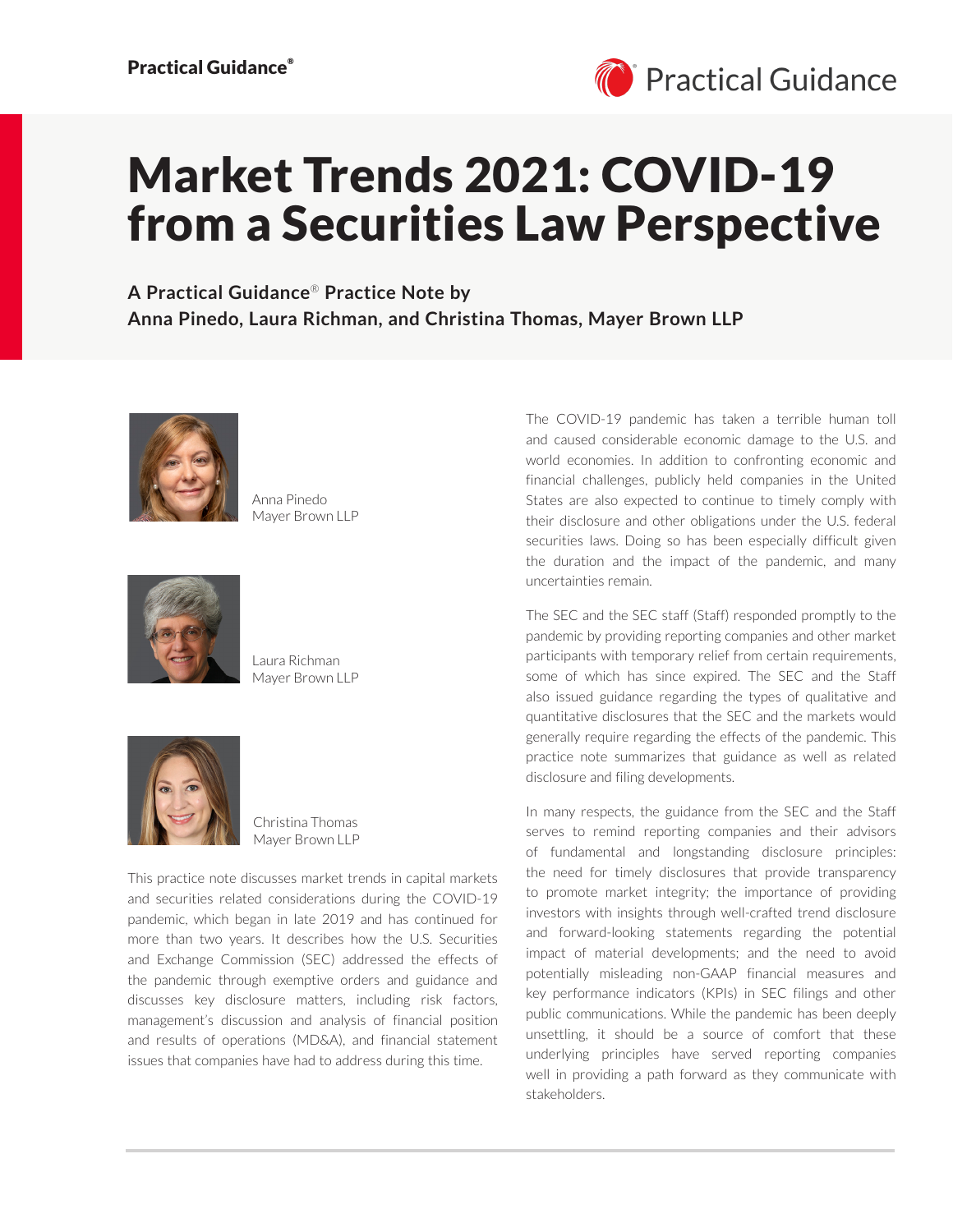# Market Trends 2021: COVID-19 from a Securities Law Perspective

**A Practical Guidance® Practice Note by**
**Anna Pinedo, Laura Richman, and Christina Thomas, Mayer Brown LLP**

Anna Pinedo
Mayer Brown LLP

Laura Richman
Mayer Brown LLP

Christina Thomas
Mayer Brown LLP

This practice note discusses market trends in capital markets and securities related considerations during the COVID-19 pandemic, which began in late 2019 and has continued for more than two years. It describes how the U.S. Securities and Exchange Commission (SEC) addressed the effects of the pandemic through exemptive orders and guidance and discusses key disclosure matters, including risk factors, management's discussion and analysis of financial position and results of operations (MD&A), and financial statement issues that companies have had to address during this time.

The COVID-19 pandemic has taken a terrible human toll and caused considerable economic damage to the U.S. and world economies. In addition to confronting economic and financial challenges, publicly held companies in the United States are also expected to continue to timely comply with their disclosure and other obligations under the U.S. federal securities laws. Doing so has been especially difficult given the duration and the impact of the pandemic, and many uncertainties remain.

The SEC and the SEC staff (Staff) responded promptly to the pandemic by providing reporting companies and other market participants with temporary relief from certain requirements, some of which has since expired. The SEC and the Staff also issued guidance regarding the types of qualitative and quantitative disclosures that the SEC and the markets would generally require regarding the effects of the pandemic. This practice note summarizes that guidance as well as related disclosure and filing developments.

In many respects, the guidance from the SEC and the Staff serves to remind reporting companies and their advisors of fundamental and longstanding disclosure principles: the need for timely disclosures that provide transparency to promote market integrity; the importance of providing investors with insights through well-crafted trend disclosure and forward-looking statements regarding the potential impact of material developments; and the need to avoid potentially misleading non-GAAP financial measures and key performance indicators (KPIs) in SEC filings and other public communications. While the pandemic has been deeply unsettling, it should be a source of comfort that these underlying principles have served reporting companies well in providing a path forward as they communicate with stakeholders.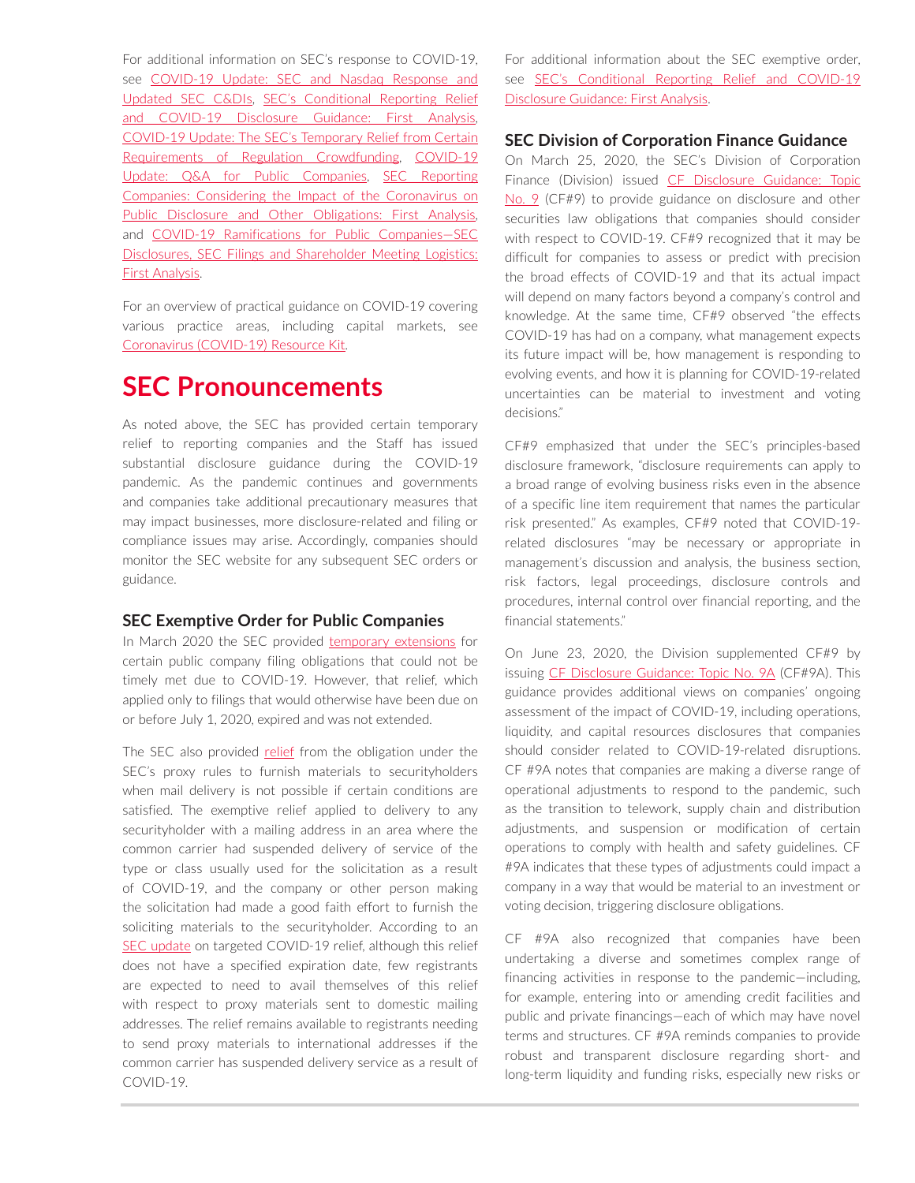For additional information on SEC's response to COVID-19, see COVID-19 Update: SEC and Nasdaq Response and Updated SEC C&DIs, SEC's Conditional Reporting Relief and COVID-19 Disclosure Guidance: First Analysis, COVID-19 Update: The SEC's Temporary Relief from Certain Requirements of Regulation Crowdfunding, COVID-19 Update: Q&A for Public Companies, SEC Reporting Companies: Considering the Impact of the Coronavirus on Public Disclosure and Other Obligations: First Analysis, and COVID-19 Ramifications for Public Companies—SEC Disclosures, SEC Filings and Shareholder Meeting Logistics: First Analysis.

For an overview of practical guidance on COVID-19 covering various practice areas, including capital markets, see Coronavirus (COVID-19) Resource Kit.

# SEC Pronouncements

As noted above, the SEC has provided certain temporary relief to reporting companies and the Staff has issued substantial disclosure guidance during the COVID-19 pandemic. As the pandemic continues and governments and companies take additional precautionary measures that may impact businesses, more disclosure-related and filing or compliance issues may arise. Accordingly, companies should monitor the SEC website for any subsequent SEC orders or guidance.

### SEC Exemptive Order for Public Companies

In March 2020 the SEC provided temporary extensions for certain public company filing obligations that could not be timely met due to COVID-19. However, that relief, which applied only to filings that would otherwise have been due on or before July 1, 2020, expired and was not extended.

The SEC also provided relief from the obligation under the SEC's proxy rules to furnish materials to securityholders when mail delivery is not possible if certain conditions are satisfied. The exemptive relief applied to delivery to any securityholder with a mailing address in an area where the common carrier had suspended delivery of service of the type or class usually used for the solicitation as a result of COVID-19, and the company or other person making the solicitation had made a good faith effort to furnish the soliciting materials to the securityholder. According to an SEC update on targeted COVID-19 relief, although this relief does not have a specified expiration date, few registrants are expected to need to avail themselves of this relief with respect to proxy materials sent to domestic mailing addresses. The relief remains available to registrants needing to send proxy materials to international addresses if the common carrier has suspended delivery service as a result of COVID-19.

For additional information about the SEC exemptive order, see SEC's Conditional Reporting Relief and COVID-19 Disclosure Guidance: First Analysis.

### SEC Division of Corporation Finance Guidance

On March 25, 2020, the SEC's Division of Corporation Finance (Division) issued CF Disclosure Guidance: Topic No. 9 (CF#9) to provide guidance on disclosure and other securities law obligations that companies should consider with respect to COVID-19. CF#9 recognized that it may be difficult for companies to assess or predict with precision the broad effects of COVID-19 and that its actual impact will depend on many factors beyond a company's control and knowledge. At the same time, CF#9 observed "the effects COVID-19 has had on a company, what management expects its future impact will be, how management is responding to evolving events, and how it is planning for COVID-19-related uncertainties can be material to investment and voting decisions."

CF#9 emphasized that under the SEC's principles-based disclosure framework, "disclosure requirements can apply to a broad range of evolving business risks even in the absence of a specific line item requirement that names the particular risk presented." As examples, CF#9 noted that COVID-19-related disclosures "may be necessary or appropriate in management's discussion and analysis, the business section, risk factors, legal proceedings, disclosure controls and procedures, internal control over financial reporting, and the financial statements."

On June 23, 2020, the Division supplemented CF#9 by issuing CF Disclosure Guidance: Topic No. 9A (CF#9A). This guidance provides additional views on companies' ongoing assessment of the impact of COVID-19, including operations, liquidity, and capital resources disclosures that companies should consider related to COVID-19-related disruptions. CF #9A notes that companies are making a diverse range of operational adjustments to respond to the pandemic, such as the transition to telework, supply chain and distribution adjustments, and suspension or modification of certain operations to comply with health and safety guidelines. CF #9A indicates that these types of adjustments could impact a company in a way that would be material to an investment or voting decision, triggering disclosure obligations.

CF #9A also recognized that companies have been undertaking a diverse and sometimes complex range of financing activities in response to the pandemic—including, for example, entering into or amending credit facilities and public and private financings—each of which may have novel terms and structures. CF #9A reminds companies to provide robust and transparent disclosure regarding short- and long-term liquidity and funding risks, especially new risks or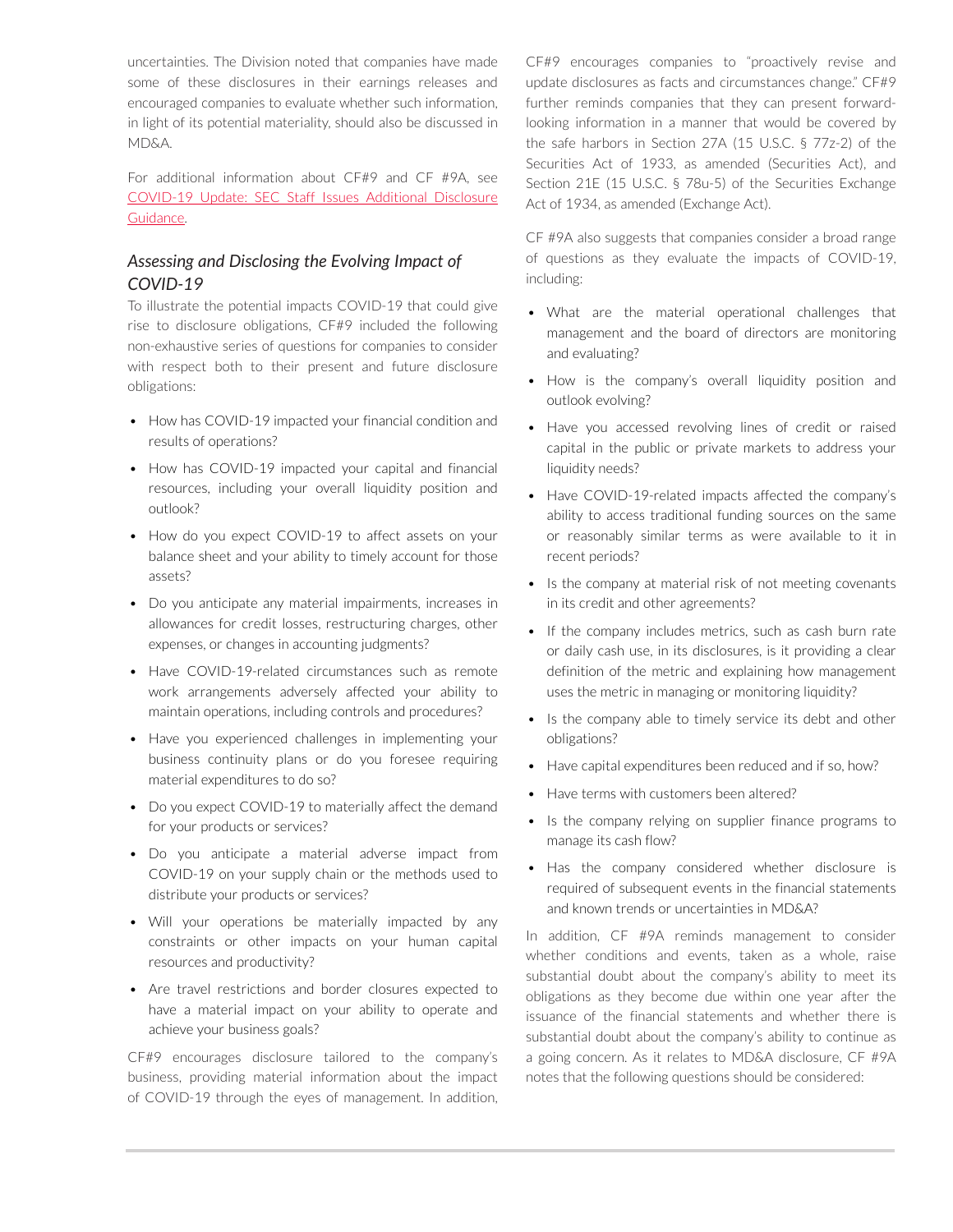uncertainties. The Division noted that companies have made some of these disclosures in their earnings releases and encouraged companies to evaluate whether such information, in light of its potential materiality, should also be discussed in MD&A.

For additional information about CF#9 and CF #9A, see [COVID-19 Update: SEC Staff Issues Additional Disclosure Guidance](#).

### *Assessing and Disclosing the Evolving Impact of COVID-19*

To illustrate the potential impacts COVID-19 that could give rise to disclosure obligations, CF#9 included the following non-exhaustive series of questions for companies to consider with respect both to their present and future disclosure obligations:

- How has COVID-19 impacted your financial condition and results of operations?
- How has COVID-19 impacted your capital and financial resources, including your overall liquidity position and outlook?
- How do you expect COVID-19 to affect assets on your balance sheet and your ability to timely account for those assets?
- Do you anticipate any material impairments, increases in allowances for credit losses, restructuring charges, other expenses, or changes in accounting judgments?
- Have COVID-19-related circumstances such as remote work arrangements adversely affected your ability to maintain operations, including controls and procedures?
- Have you experienced challenges in implementing your business continuity plans or do you foresee requiring material expenditures to do so?
- Do you expect COVID-19 to materially affect the demand for your products or services?
- Do you anticipate a material adverse impact from COVID-19 on your supply chain or the methods used to distribute your products or services?
- Will your operations be materially impacted by any constraints or other impacts on your human capital resources and productivity?
- Are travel restrictions and border closures expected to have a material impact on your ability to operate and achieve your business goals?

CF#9 encourages disclosure tailored to the company's business, providing material information about the impact of COVID-19 through the eyes of management. In addition, CF#9 encourages companies to "proactively revise and update disclosures as facts and circumstances change." CF#9 further reminds companies that they can present forward-looking information in a manner that would be covered by the safe harbors in Section 27A (15 U.S.C. § 77z-2) of the Securities Act of 1933, as amended (Securities Act), and Section 21E (15 U.S.C. § 78u-5) of the Securities Exchange Act of 1934, as amended (Exchange Act).

CF #9A also suggests that companies consider a broad range of questions as they evaluate the impacts of COVID-19, including:

- What are the material operational challenges that management and the board of directors are monitoring and evaluating?
- How is the company's overall liquidity position and outlook evolving?
- Have you accessed revolving lines of credit or raised capital in the public or private markets to address your liquidity needs?
- Have COVID-19-related impacts affected the company's ability to access traditional funding sources on the same or reasonably similar terms as were available to it in recent periods?
- Is the company at material risk of not meeting covenants in its credit and other agreements?
- If the company includes metrics, such as cash burn rate or daily cash use, in its disclosures, is it providing a clear definition of the metric and explaining how management uses the metric in managing or monitoring liquidity?
- Is the company able to timely service its debt and other obligations?
- Have capital expenditures been reduced and if so, how?
- Have terms with customers been altered?
- Is the company relying on supplier finance programs to manage its cash flow?
- Has the company considered whether disclosure is required of subsequent events in the financial statements and known trends or uncertainties in MD&A?

In addition, CF #9A reminds management to consider whether conditions and events, taken as a whole, raise substantial doubt about the company's ability to meet its obligations as they become due within one year after the issuance of the financial statements and whether there is substantial doubt about the company's ability to continue as a going concern. As it relates to MD&A disclosure, CF #9A notes that the following questions should be considered: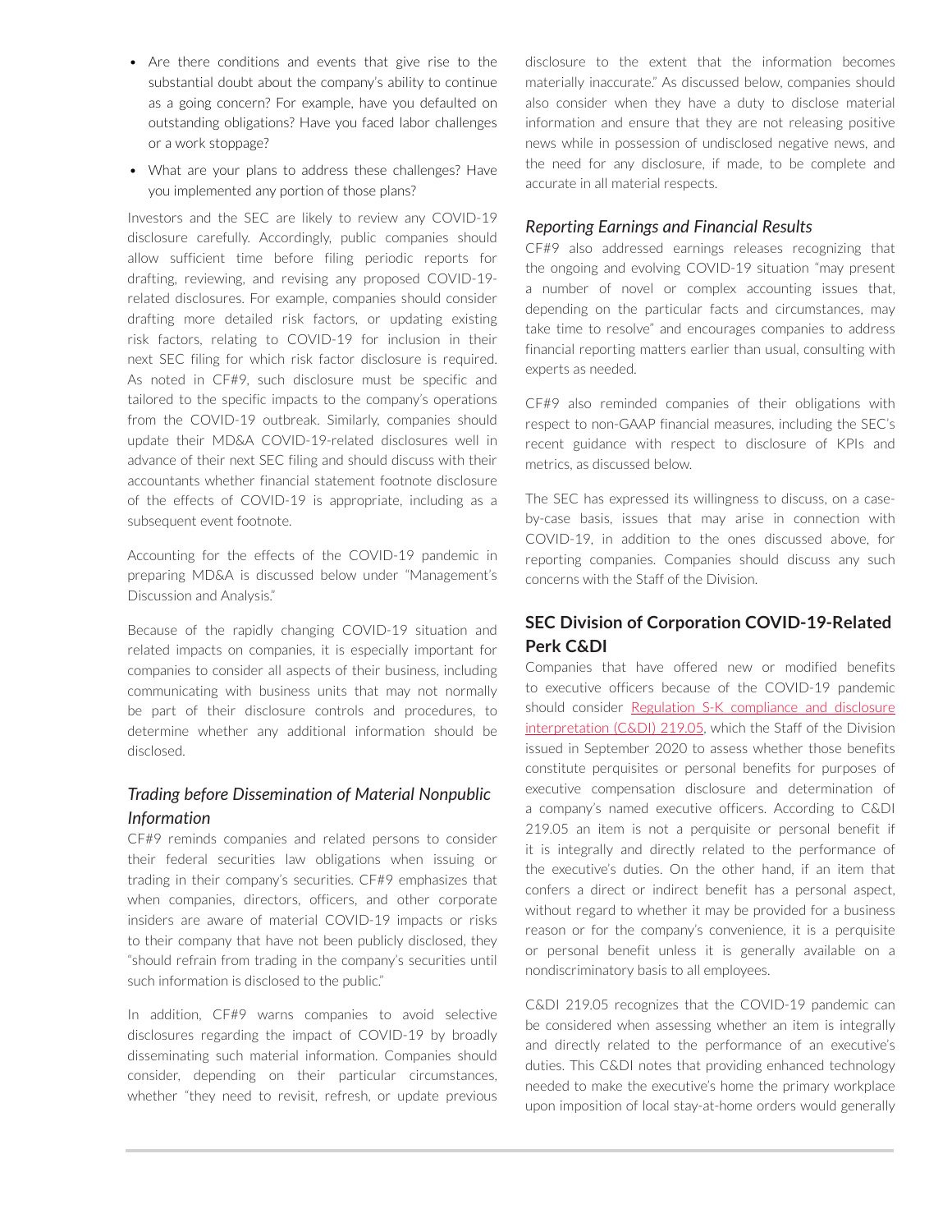- Are there conditions and events that give rise to the substantial doubt about the company's ability to continue as a going concern? For example, have you defaulted on outstanding obligations? Have you faced labor challenges or a work stoppage?
- What are your plans to address these challenges? Have you implemented any portion of those plans?

Investors and the SEC are likely to review any COVID-19 disclosure carefully. Accordingly, public companies should allow sufficient time before filing periodic reports for drafting, reviewing, and revising any proposed COVID-19-related disclosures. For example, companies should consider drafting more detailed risk factors, or updating existing risk factors, relating to COVID-19 for inclusion in their next SEC filing for which risk factor disclosure is required. As noted in CF#9, such disclosure must be specific and tailored to the specific impacts to the company's operations from the COVID-19 outbreak. Similarly, companies should update their MD&A COVID-19-related disclosures well in advance of their next SEC filing and should discuss with their accountants whether financial statement footnote disclosure of the effects of COVID-19 is appropriate, including as a subsequent event footnote.

Accounting for the effects of the COVID-19 pandemic in preparing MD&A is discussed below under "Management's Discussion and Analysis."

Because of the rapidly changing COVID-19 situation and related impacts on companies, it is especially important for companies to consider all aspects of their business, including communicating with business units that may not normally be part of their disclosure controls and procedures, to determine whether any additional information should be disclosed.

### *Trading before Dissemination of Material Nonpublic Information*

CF#9 reminds companies and related persons to consider their federal securities law obligations when issuing or trading in their company's securities. CF#9 emphasizes that when companies, directors, officers, and other corporate insiders are aware of material COVID-19 impacts or risks to their company that have not been publicly disclosed, they "should refrain from trading in the company's securities until such information is disclosed to the public."

In addition, CF#9 warns companies to avoid selective disclosures regarding the impact of COVID-19 by broadly disseminating such material information. Companies should consider, depending on their particular circumstances, whether "they need to revisit, refresh, or update previous disclosure to the extent that the information becomes materially inaccurate." As discussed below, companies should also consider when they have a duty to disclose material information and ensure that they are not releasing positive news while in possession of undisclosed negative news, and the need for any disclosure, if made, to be complete and accurate in all material respects.

### *Reporting Earnings and Financial Results*

CF#9 also addressed earnings releases recognizing that the ongoing and evolving COVID-19 situation "may present a number of novel or complex accounting issues that, depending on the particular facts and circumstances, may take time to resolve" and encourages companies to address financial reporting matters earlier than usual, consulting with experts as needed.

CF#9 also reminded companies of their obligations with respect to non-GAAP financial measures, including the SEC's recent guidance with respect to disclosure of KPIs and metrics, as discussed below.

The SEC has expressed its willingness to discuss, on a case-by-case basis, issues that may arise in connection with COVID-19, in addition to the ones discussed above, for reporting companies. Companies should discuss any such concerns with the Staff of the Division.

## SEC Division of Corporation COVID-19-Related Perk C&DI

Companies that have offered new or modified benefits to executive officers because of the COVID-19 pandemic should consider [Regulation S-K compliance and disclosure interpretation (C&DI) 219.05], which the Staff of the Division issued in September 2020 to assess whether those benefits constitute perquisites or personal benefits for purposes of executive compensation disclosure and determination of a company's named executive officers. According to C&DI 219.05 an item is not a perquisite or personal benefit if it is integrally and directly related to the performance of the executive's duties. On the other hand, if an item that confers a direct or indirect benefit has a personal aspect, without regard to whether it may be provided for a business reason or for the company's convenience, it is a perquisite or personal benefit unless it is generally available on a nondiscriminatory basis to all employees.

C&DI 219.05 recognizes that the COVID-19 pandemic can be considered when assessing whether an item is integrally and directly related to the performance of an executive's duties. This C&DI notes that providing enhanced technology needed to make the executive's home the primary workplace upon imposition of local stay-at-home orders would generally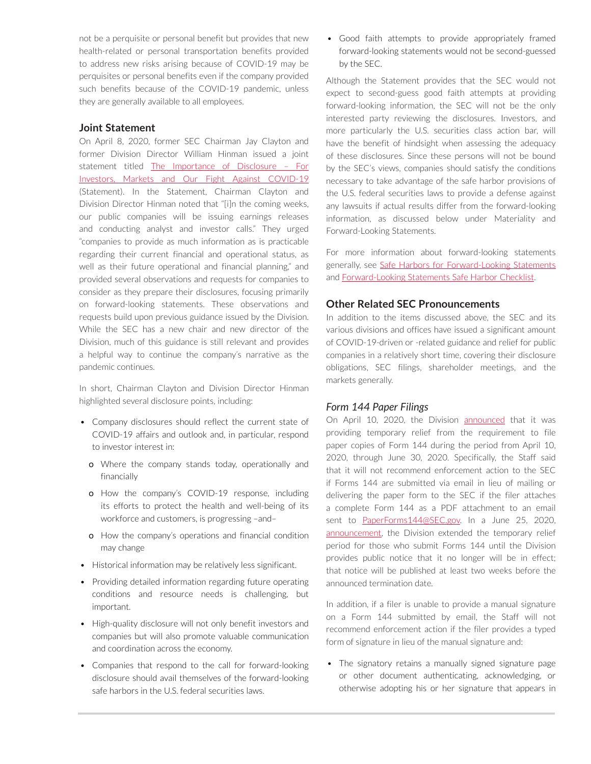not be a perquisite or personal benefit but provides that new health-related or personal transportation benefits provided to address new risks arising because of COVID-19 may be perquisites or personal benefits even if the company provided such benefits because of the COVID-19 pandemic, unless they are generally available to all employees.

### Joint Statement

On April 8, 2020, former SEC Chairman Jay Clayton and former Division Director William Hinman issued a joint statement titled The Importance of Disclosure – For Investors, Markets and Our Fight Against COVID-19 (Statement). In the Statement, Chairman Clayton and Division Director Hinman noted that "[i]n the coming weeks, our public companies will be issuing earnings releases and conducting analyst and investor calls." They urged "companies to provide as much information as is practicable regarding their current financial and operational status, as well as their future operational and financial planning," and provided several observations and requests for companies to consider as they prepare their disclosures, focusing primarily on forward-looking statements. These observations and requests build upon previous guidance issued by the Division. While the SEC has a new chair and new director of the Division, much of this guidance is still relevant and provides a helpful way to continue the company's narrative as the pandemic continues.

In short, Chairman Clayton and Division Director Hinman highlighted several disclosure points, including:

- Company disclosures should reflect the current state of COVID-19 affairs and outlook and, in particular, respond to investor interest in:
  - Where the company stands today, operationally and financially
  - How the company's COVID-19 response, including its efforts to protect the health and well-being of its workforce and customers, is progressing –and–
  - How the company's operations and financial condition may change
- Historical information may be relatively less significant.
- Providing detailed information regarding future operating conditions and resource needs is challenging, but important.
- High-quality disclosure will not only benefit investors and companies but will also promote valuable communication and coordination across the economy.
- Companies that respond to the call for forward-looking disclosure should avail themselves of the forward-looking safe harbors in the U.S. federal securities laws.
- Good faith attempts to provide appropriately framed forward-looking statements would not be second-guessed by the SEC.

Although the Statement provides that the SEC would not expect to second-guess good faith attempts at providing forward-looking information, the SEC will not be the only interested party reviewing the disclosures. Investors, and more particularly the U.S. securities class action bar, will have the benefit of hindsight when assessing the adequacy of these disclosures. Since these persons will not be bound by the SEC's views, companies should satisfy the conditions necessary to take advantage of the safe harbor provisions of the U.S. federal securities laws to provide a defense against any lawsuits if actual results differ from the forward-looking information, as discussed below under Materiality and Forward-Looking Statements.

For more information about forward-looking statements generally, see Safe Harbors for Forward-Looking Statements and Forward-Looking Statements Safe Harbor Checklist.

### Other Related SEC Pronouncements

In addition to the items discussed above, the SEC and its various divisions and offices have issued a significant amount of COVID-19-driven or -related guidance and relief for public companies in a relatively short time, covering their disclosure obligations, SEC filings, shareholder meetings, and the markets generally.

#### *Form 144 Paper Filings*

On April 10, 2020, the Division announced that it was providing temporary relief from the requirement to file paper copies of Form 144 during the period from April 10, 2020, through June 30, 2020. Specifically, the Staff said that it will not recommend enforcement action to the SEC if Forms 144 are submitted via email in lieu of mailing or delivering the paper form to the SEC if the filer attaches a complete Form 144 as a PDF attachment to an email sent to PaperForms144@SEC.gov. In a June 25, 2020, announcement, the Division extended the temporary relief period for those who submit Forms 144 until the Division provides public notice that it no longer will be in effect; that notice will be published at least two weeks before the announced termination date.

In addition, if a filer is unable to provide a manual signature on a Form 144 submitted by email, the Staff will not recommend enforcement action if the filer provides a typed form of signature in lieu of the manual signature and:

- The signatory retains a manually signed signature page or other document authenticating, acknowledging, or otherwise adopting his or her signature that appears in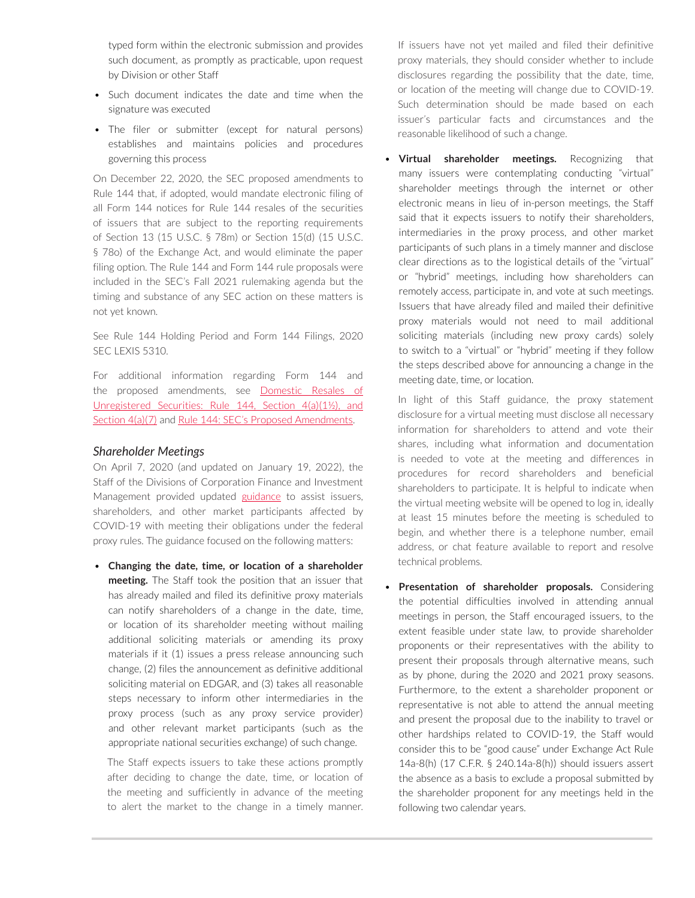typed form within the electronic submission and provides such document, as promptly as practicable, upon request by Division or other Staff

- Such document indicates the date and time when the signature was executed
- The filer or submitter (except for natural persons) establishes and maintains policies and procedures governing this process

On December 22, 2020, the SEC proposed amendments to Rule 144 that, if adopted, would mandate electronic filing of all Form 144 notices for Rule 144 resales of the securities of issuers that are subject to the reporting requirements of Section 13 (15 U.S.C. § 78m) or Section 15(d) (15 U.S.C. § 78o) of the Exchange Act, and would eliminate the paper filing option. The Rule 144 and Form 144 rule proposals were included in the SEC's Fall 2021 rulemaking agenda but the timing and substance of any SEC action on these matters is not yet known.

See Rule 144 Holding Period and Form 144 Filings, 2020 SEC LEXIS 5310.

For additional information regarding Form 144 and the proposed amendments, see Domestic Resales of Unregistered Securities: Rule 144, Section 4(a)(1½), and Section 4(a)(7) and Rule 144: SEC's Proposed Amendments.

### *Shareholder Meetings*

On April 7, 2020 (and updated on January 19, 2022), the Staff of the Divisions of Corporation Finance and Investment Management provided updated guidance to assist issuers, shareholders, and other market participants affected by COVID-19 with meeting their obligations under the federal proxy rules. The guidance focused on the following matters:

- **Changing the date, time, or location of a shareholder meeting.** The Staff took the position that an issuer that has already mailed and filed its definitive proxy materials can notify shareholders of a change in the date, time, or location of its shareholder meeting without mailing additional soliciting materials or amending its proxy materials if it (1) issues a press release announcing such change, (2) files the announcement as definitive additional soliciting material on EDGAR, and (3) takes all reasonable steps necessary to inform other intermediaries in the proxy process (such as any proxy service provider) and other relevant market participants (such as the appropriate national securities exchange) of such change.

  The Staff expects issuers to take these actions promptly after deciding to change the date, time, or location of the meeting and sufficiently in advance of the meeting to alert the market to the change in a timely manner. If issuers have not yet mailed and filed their definitive proxy materials, they should consider whether to include disclosures regarding the possibility that the date, time, or location of the meeting will change due to COVID-19. Such determination should be made based on each issuer's particular facts and circumstances and the reasonable likelihood of such a change.

- **Virtual shareholder meetings.** Recognizing that many issuers were contemplating conducting "virtual" shareholder meetings through the internet or other electronic means in lieu of in-person meetings, the Staff said that it expects issuers to notify their shareholders, intermediaries in the proxy process, and other market participants of such plans in a timely manner and disclose clear directions as to the logistical details of the "virtual" or "hybrid" meetings, including how shareholders can remotely access, participate in, and vote at such meetings. Issuers that have already filed and mailed their definitive proxy materials would not need to mail additional soliciting materials (including new proxy cards) solely to switch to a "virtual" or "hybrid" meeting if they follow the steps described above for announcing a change in the meeting date, time, or location.

  In light of this Staff guidance, the proxy statement disclosure for a virtual meeting must disclose all necessary information for shareholders to attend and vote their shares, including what information and documentation is needed to vote at the meeting and differences in procedures for record shareholders and beneficial shareholders to participate. It is helpful to indicate when the virtual meeting website will be opened to log in, ideally at least 15 minutes before the meeting is scheduled to begin, and whether there is a telephone number, email address, or chat feature available to report and resolve technical problems.

- **Presentation of shareholder proposals.** Considering the potential difficulties involved in attending annual meetings in person, the Staff encouraged issuers, to the extent feasible under state law, to provide shareholder proponents or their representatives with the ability to present their proposals through alternative means, such as by phone, during the 2020 and 2021 proxy seasons. Furthermore, to the extent a shareholder proponent or representative is not able to attend the annual meeting and present the proposal due to the inability to travel or other hardships related to COVID-19, the Staff would consider this to be "good cause" under Exchange Act Rule 14a-8(h) (17 C.F.R. § 240.14a-8(h)) should issuers assert the absence as a basis to exclude a proposal submitted by the shareholder proponent for any meetings held in the following two calendar years.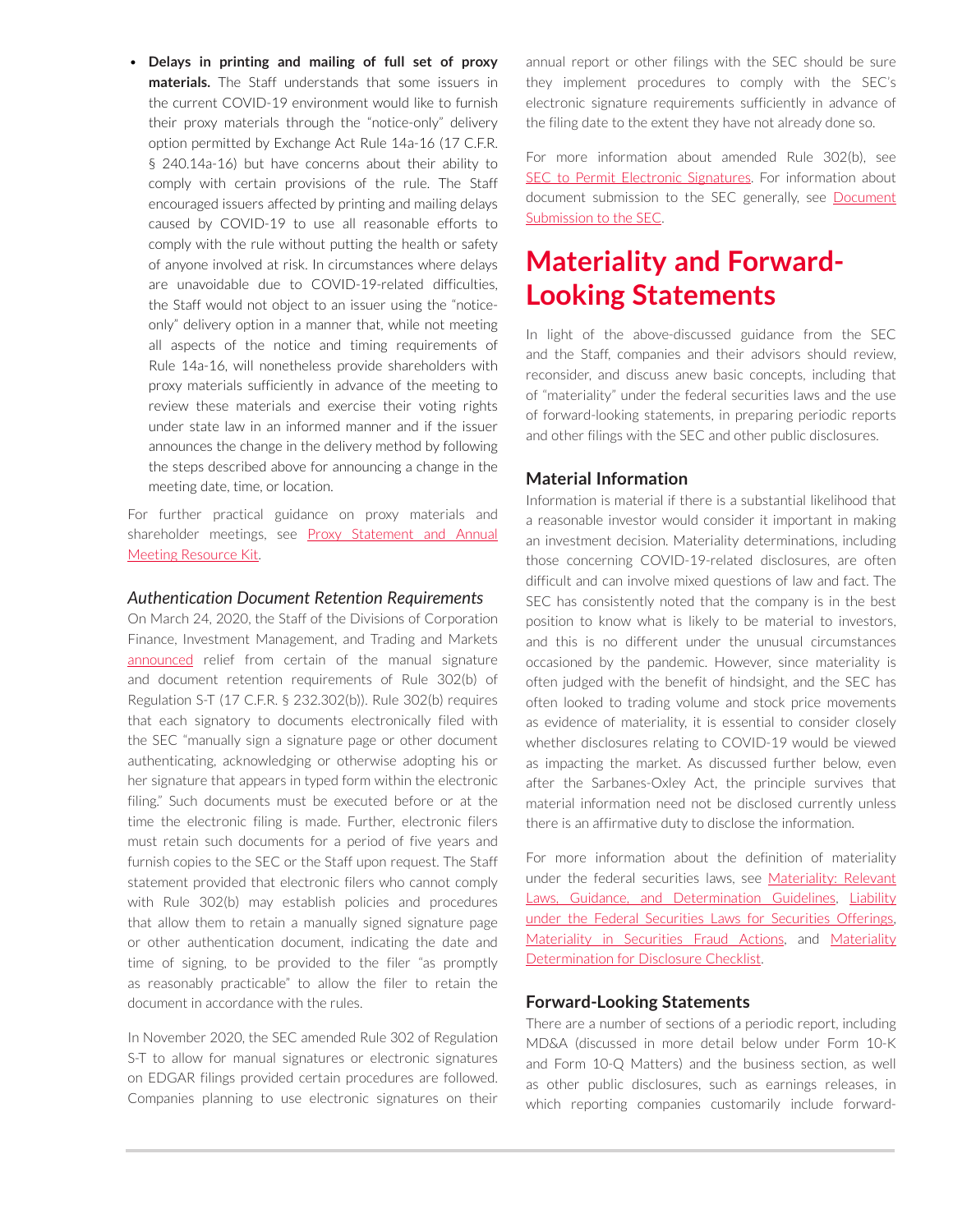- **Delays in printing and mailing of full set of proxy materials.** The Staff understands that some issuers in the current COVID-19 environment would like to furnish their proxy materials through the "notice-only" delivery option permitted by Exchange Act Rule 14a-16 (17 C.F.R. § 240.14a-16) but have concerns about their ability to comply with certain provisions of the rule. The Staff encouraged issuers affected by printing and mailing delays caused by COVID-19 to use all reasonable efforts to comply with the rule without putting the health or safety of anyone involved at risk. In circumstances where delays are unavoidable due to COVID-19-related difficulties, the Staff would not object to an issuer using the "notice-only" delivery option in a manner that, while not meeting all aspects of the notice and timing requirements of Rule 14a-16, will nonetheless provide shareholders with proxy materials sufficiently in advance of the meeting to review these materials and exercise their voting rights under state law in an informed manner and if the issuer announces the change in the delivery method by following the steps described above for announcing a change in the meeting date, time, or location.

For further practical guidance on proxy materials and shareholder meetings, see Proxy Statement and Annual Meeting Resource Kit.

### *Authentication Document Retention Requirements*

On March 24, 2020, the Staff of the Divisions of Corporation Finance, Investment Management, and Trading and Markets announced relief from certain of the manual signature and document retention requirements of Rule 302(b) of Regulation S-T (17 C.F.R. § 232.302(b)). Rule 302(b) requires that each signatory to documents electronically filed with the SEC "manually sign a signature page or other document authenticating, acknowledging or otherwise adopting his or her signature that appears in typed form within the electronic filing." Such documents must be executed before or at the time the electronic filing is made. Further, electronic filers must retain such documents for a period of five years and furnish copies to the SEC or the Staff upon request. The Staff statement provided that electronic filers who cannot comply with Rule 302(b) may establish policies and procedures that allow them to retain a manually signed signature page or other authentication document, indicating the date and time of signing, to be provided to the filer "as promptly as reasonably practicable" to allow the filer to retain the document in accordance with the rules.

In November 2020, the SEC amended Rule 302 of Regulation S-T to allow for manual signatures or electronic signatures on EDGAR filings provided certain procedures are followed. Companies planning to use electronic signatures on their annual report or other filings with the SEC should be sure they implement procedures to comply with the SEC's electronic signature requirements sufficiently in advance of the filing date to the extent they have not already done so.

For more information about amended Rule 302(b), see SEC to Permit Electronic Signatures. For information about document submission to the SEC generally, see Document Submission to the SEC.

# Materiality and Forward-Looking Statements

In light of the above-discussed guidance from the SEC and the Staff, companies and their advisors should review, reconsider, and discuss anew basic concepts, including that of "materiality" under the federal securities laws and the use of forward-looking statements, in preparing periodic reports and other filings with the SEC and other public disclosures.

### Material Information

Information is material if there is a substantial likelihood that a reasonable investor would consider it important in making an investment decision. Materiality determinations, including those concerning COVID-19-related disclosures, are often difficult and can involve mixed questions of law and fact. The SEC has consistently noted that the company is in the best position to know what is likely to be material to investors, and this is no different under the unusual circumstances occasioned by the pandemic. However, since materiality is often judged with the benefit of hindsight, and the SEC has often looked to trading volume and stock price movements as evidence of materiality, it is essential to consider closely whether disclosures relating to COVID-19 would be viewed as impacting the market. As discussed further below, even after the Sarbanes-Oxley Act, the principle survives that material information need not be disclosed currently unless there is an affirmative duty to disclose the information.

For more information about the definition of materiality under the federal securities laws, see Materiality: Relevant Laws, Guidance, and Determination Guidelines, Liability under the Federal Securities Laws for Securities Offerings, Materiality in Securities Fraud Actions, and Materiality Determination for Disclosure Checklist.

### Forward-Looking Statements

There are a number of sections of a periodic report, including MD&A (discussed in more detail below under Form 10-K and Form 10-Q Matters) and the business section, as well as other public disclosures, such as earnings releases, in which reporting companies customarily include forward-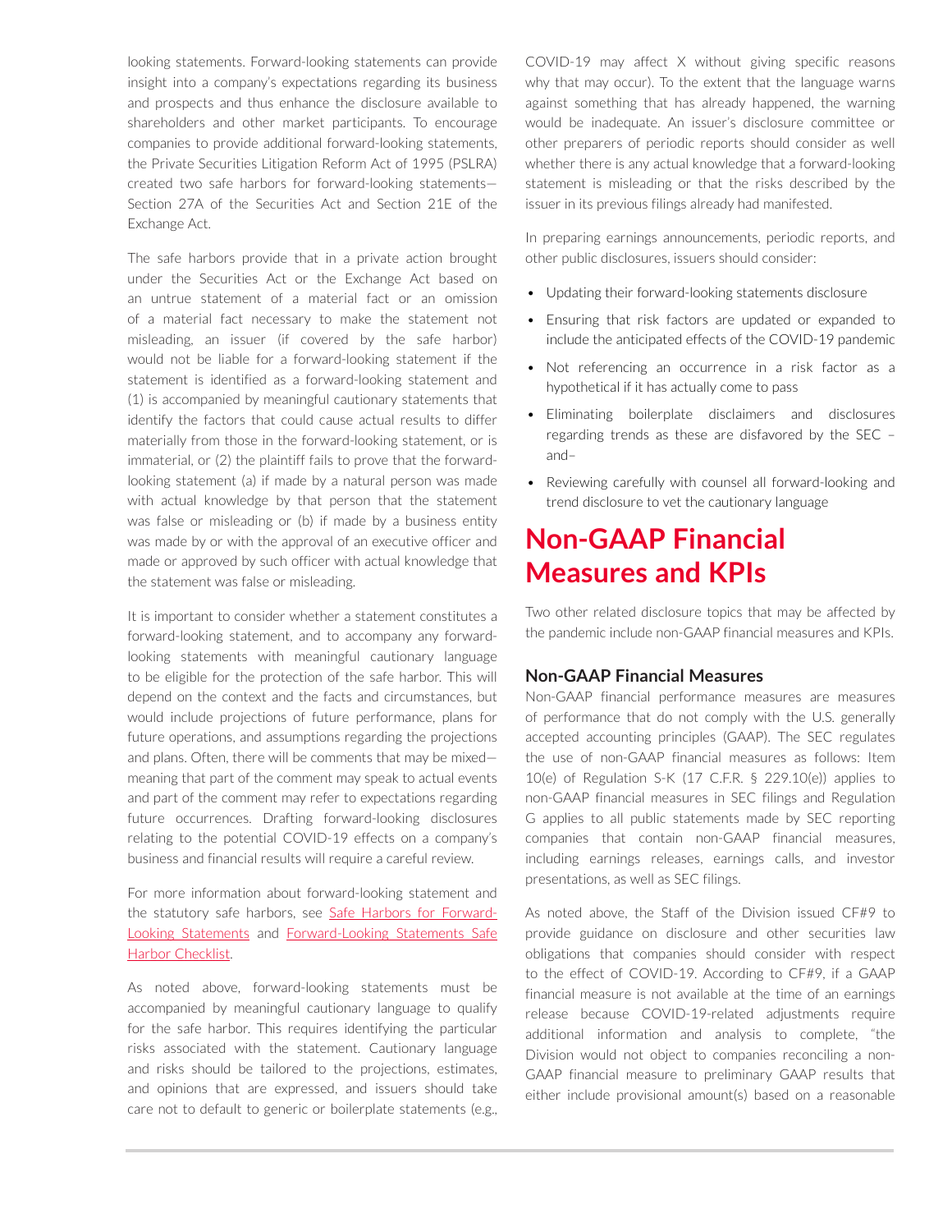looking statements. Forward-looking statements can provide insight into a company's expectations regarding its business and prospects and thus enhance the disclosure available to shareholders and other market participants. To encourage companies to provide additional forward-looking statements, the Private Securities Litigation Reform Act of 1995 (PSLRA) created two safe harbors for forward-looking statements—Section 27A of the Securities Act and Section 21E of the Exchange Act.

The safe harbors provide that in a private action brought under the Securities Act or the Exchange Act based on an untrue statement of a material fact or an omission of a material fact necessary to make the statement not misleading, an issuer (if covered by the safe harbor) would not be liable for a forward-looking statement if the statement is identified as a forward-looking statement and (1) is accompanied by meaningful cautionary statements that identify the factors that could cause actual results to differ materially from those in the forward-looking statement, or is immaterial, or (2) the plaintiff fails to prove that the forward-looking statement (a) if made by a natural person was made with actual knowledge by that person that the statement was false or misleading or (b) if made by a business entity was made by or with the approval of an executive officer and made or approved by such officer with actual knowledge that the statement was false or misleading.

It is important to consider whether a statement constitutes a forward-looking statement, and to accompany any forward-looking statements with meaningful cautionary language to be eligible for the protection of the safe harbor. This will depend on the context and the facts and circumstances, but would include projections of future performance, plans for future operations, and assumptions regarding the projections and plans. Often, there will be comments that may be mixed—meaning that part of the comment may speak to actual events and part of the comment may refer to expectations regarding future occurrences. Drafting forward-looking disclosures relating to the potential COVID-19 effects on a company's business and financial results will require a careful review.

For more information about forward-looking statement and the statutory safe harbors, see Safe Harbors for Forward-Looking Statements and Forward-Looking Statements Safe Harbor Checklist.

As noted above, forward-looking statements must be accompanied by meaningful cautionary language to qualify for the safe harbor. This requires identifying the particular risks associated with the statement. Cautionary language and risks should be tailored to the projections, estimates, and opinions that are expressed, and issuers should take care not to default to generic or boilerplate statements (e.g., COVID-19 may affect X without giving specific reasons why that may occur). To the extent that the language warns against something that has already happened, the warning would be inadequate. An issuer's disclosure committee or other preparers of periodic reports should consider as well whether there is any actual knowledge that a forward-looking statement is misleading or that the risks described by the issuer in its previous filings already had manifested.

In preparing earnings announcements, periodic reports, and other public disclosures, issuers should consider:

- Updating their forward-looking statements disclosure
- Ensuring that risk factors are updated or expanded to include the anticipated effects of the COVID-19 pandemic
- Not referencing an occurrence in a risk factor as a hypothetical if it has actually come to pass
- Eliminating boilerplate disclaimers and disclosures regarding trends as these are disfavored by the SEC – and–
- Reviewing carefully with counsel all forward-looking and trend disclosure to vet the cautionary language

# Non-GAAP Financial Measures and KPIs

Two other related disclosure topics that may be affected by the pandemic include non-GAAP financial measures and KPIs.

### Non-GAAP Financial Measures

Non-GAAP financial performance measures are measures of performance that do not comply with the U.S. generally accepted accounting principles (GAAP). The SEC regulates the use of non-GAAP financial measures as follows: Item 10(e) of Regulation S-K (17 C.F.R. § 229.10(e)) applies to non-GAAP financial measures in SEC filings and Regulation G applies to all public statements made by SEC reporting companies that contain non-GAAP financial measures, including earnings releases, earnings calls, and investor presentations, as well as SEC filings.

As noted above, the Staff of the Division issued CF#9 to provide guidance on disclosure and other securities law obligations that companies should consider with respect to the effect of COVID-19. According to CF#9, if a GAAP financial measure is not available at the time of an earnings release because COVID-19-related adjustments require additional information and analysis to complete, "the Division would not object to companies reconciling a non-GAAP financial measure to preliminary GAAP results that either include provisional amount(s) based on a reasonable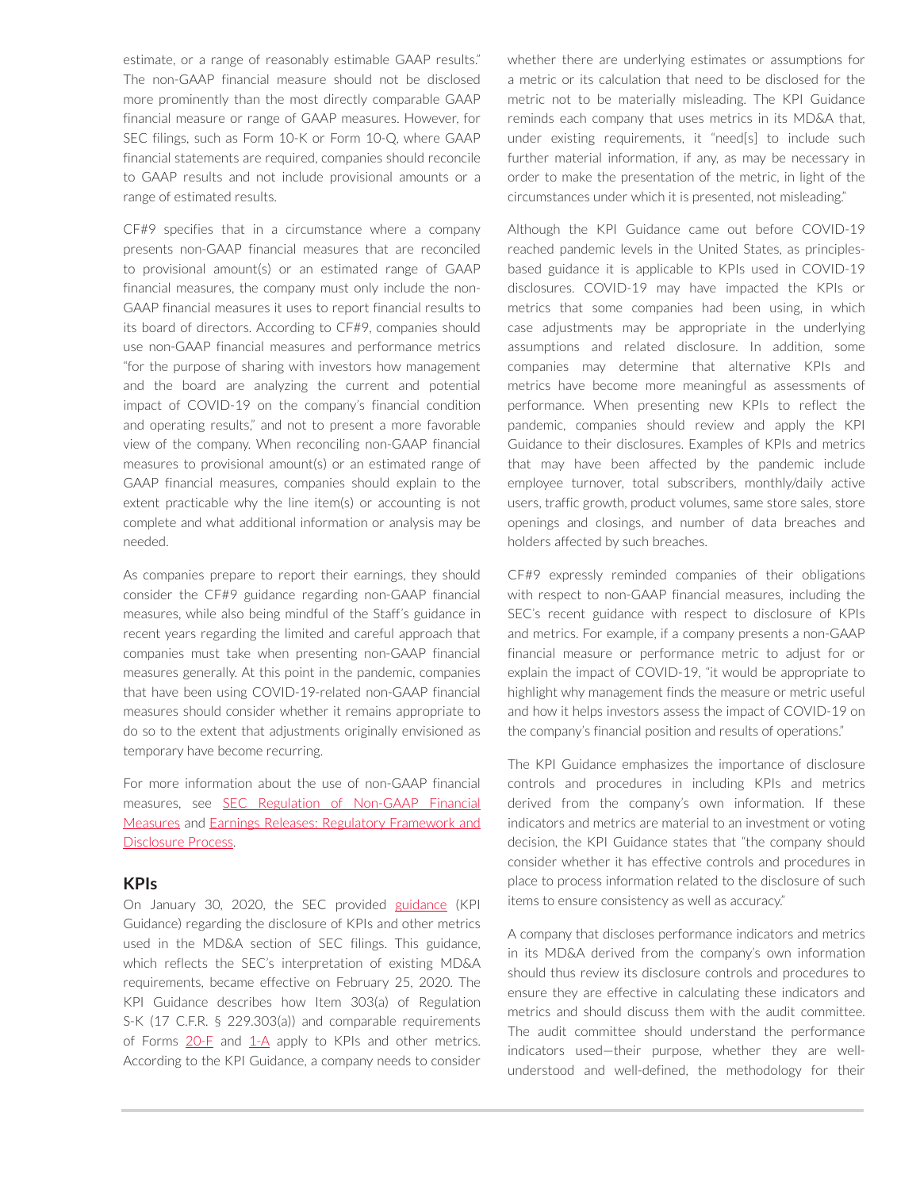estimate, or a range of reasonably estimable GAAP results." The non-GAAP financial measure should not be disclosed more prominently than the most directly comparable GAAP financial measure or range of GAAP measures. However, for SEC filings, such as Form 10-K or Form 10-Q, where GAAP financial statements are required, companies should reconcile to GAAP results and not include provisional amounts or a range of estimated results.

CF#9 specifies that in a circumstance where a company presents non-GAAP financial measures that are reconciled to provisional amount(s) or an estimated range of GAAP financial measures, the company must only include the non-GAAP financial measures it uses to report financial results to its board of directors. According to CF#9, companies should use non-GAAP financial measures and performance metrics "for the purpose of sharing with investors how management and the board are analyzing the current and potential impact of COVID-19 on the company's financial condition and operating results," and not to present a more favorable view of the company. When reconciling non-GAAP financial measures to provisional amount(s) or an estimated range of GAAP financial measures, companies should explain to the extent practicable why the line item(s) or accounting is not complete and what additional information or analysis may be needed.

As companies prepare to report their earnings, they should consider the CF#9 guidance regarding non-GAAP financial measures, while also being mindful of the Staff's guidance in recent years regarding the limited and careful approach that companies must take when presenting non-GAAP financial measures generally. At this point in the pandemic, companies that have been using COVID-19-related non-GAAP financial measures should consider whether it remains appropriate to do so to the extent that adjustments originally envisioned as temporary have become recurring.

For more information about the use of non-GAAP financial measures, see SEC Regulation of Non-GAAP Financial Measures and Earnings Releases: Regulatory Framework and Disclosure Process.

## KPIs

On January 30, 2020, the SEC provided guidance (KPI Guidance) regarding the disclosure of KPIs and other metrics used in the MD&A section of SEC filings. This guidance, which reflects the SEC's interpretation of existing MD&A requirements, became effective on February 25, 2020. The KPI Guidance describes how Item 303(a) of Regulation S-K (17 C.F.R. § 229.303(a)) and comparable requirements of Forms 20-F and 1-A apply to KPIs and other metrics. According to the KPI Guidance, a company needs to consider whether there are underlying estimates or assumptions for a metric or its calculation that need to be disclosed for the metric not to be materially misleading. The KPI Guidance reminds each company that uses metrics in its MD&A that, under existing requirements, it "need[s] to include such further material information, if any, as may be necessary in order to make the presentation of the metric, in light of the circumstances under which it is presented, not misleading."

Although the KPI Guidance came out before COVID-19 reached pandemic levels in the United States, as principles-based guidance it is applicable to KPIs used in COVID-19 disclosures. COVID-19 may have impacted the KPIs or metrics that some companies had been using, in which case adjustments may be appropriate in the underlying assumptions and related disclosure. In addition, some companies may determine that alternative KPIs and metrics have become more meaningful as assessments of performance. When presenting new KPIs to reflect the pandemic, companies should review and apply the KPI Guidance to their disclosures. Examples of KPIs and metrics that may have been affected by the pandemic include employee turnover, total subscribers, monthly/daily active users, traffic growth, product volumes, same store sales, store openings and closings, and number of data breaches and holders affected by such breaches.

CF#9 expressly reminded companies of their obligations with respect to non-GAAP financial measures, including the SEC's recent guidance with respect to disclosure of KPIs and metrics. For example, if a company presents a non-GAAP financial measure or performance metric to adjust for or explain the impact of COVID-19, "it would be appropriate to highlight why management finds the measure or metric useful and how it helps investors assess the impact of COVID-19 on the company's financial position and results of operations."

The KPI Guidance emphasizes the importance of disclosure controls and procedures in including KPIs and metrics derived from the company's own information. If these indicators and metrics are material to an investment or voting decision, the KPI Guidance states that "the company should consider whether it has effective controls and procedures in place to process information related to the disclosure of such items to ensure consistency as well as accuracy."

A company that discloses performance indicators and metrics in its MD&A derived from the company's own information should thus review its disclosure controls and procedures to ensure they are effective in calculating these indicators and metrics and should discuss them with the audit committee. The audit committee should understand the performance indicators used—their purpose, whether they are well-understood and well-defined, the methodology for their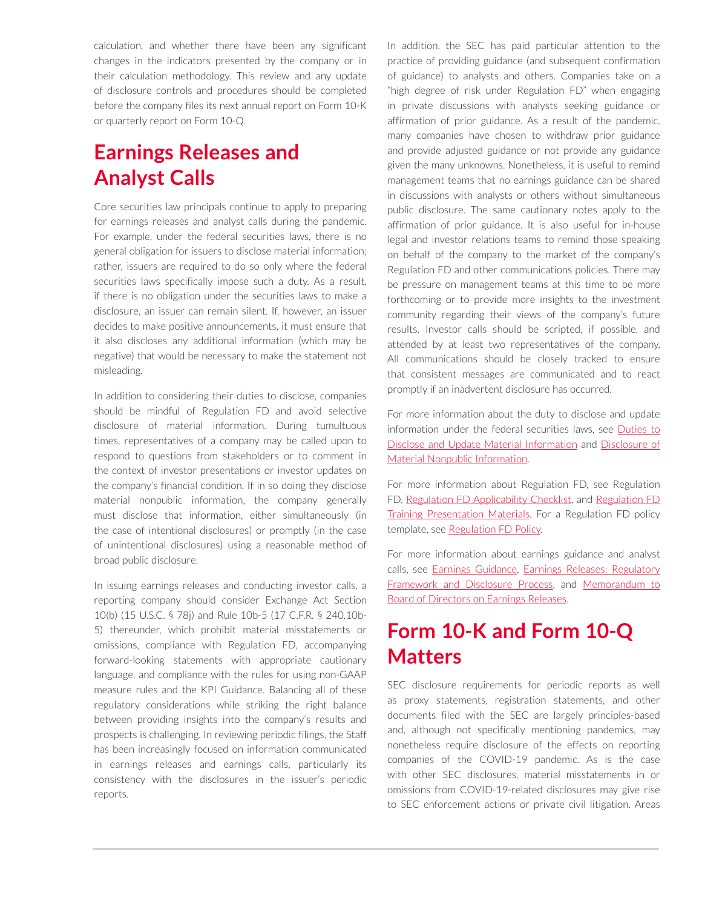calculation, and whether there have been any significant changes in the indicators presented by the company or in their calculation methodology. This review and any update of disclosure controls and procedures should be completed before the company files its next annual report on Form 10-K or quarterly report on Form 10-Q.

## Earnings Releases and Analyst Calls

Core securities law principals continue to apply to preparing for earnings releases and analyst calls during the pandemic. For example, under the federal securities laws, there is no general obligation for issuers to disclose material information; rather, issuers are required to do so only where the federal securities laws specifically impose such a duty. As a result, if there is no obligation under the securities laws to make a disclosure, an issuer can remain silent. If, however, an issuer decides to make positive announcements, it must ensure that it also discloses any additional information (which may be negative) that would be necessary to make the statement not misleading.

In addition to considering their duties to disclose, companies should be mindful of Regulation FD and avoid selective disclosure of material information. During tumultuous times, representatives of a company may be called upon to respond to questions from stakeholders or to comment in the context of investor presentations or investor updates on the company's financial condition. If in so doing they disclose material nonpublic information, the company generally must disclose that information, either simultaneously (in the case of intentional disclosures) or promptly (in the case of unintentional disclosures) using a reasonable method of broad public disclosure.

In issuing earnings releases and conducting investor calls, a reporting company should consider Exchange Act Section 10(b) (15 U.S.C. § 78j) and Rule 10b-5 (17 C.F.R. § 240.10b-5) thereunder, which prohibit material misstatements or omissions, compliance with Regulation FD, accompanying forward-looking statements with appropriate cautionary language, and compliance with the rules for using non-GAAP measure rules and the KPI Guidance. Balancing all of these regulatory considerations while striking the right balance between providing insights into the company's results and prospects is challenging. In reviewing periodic filings, the Staff has been increasingly focused on information communicated in earnings releases and earnings calls, particularly its consistency with the disclosures in the issuer's periodic reports.

In addition, the SEC has paid particular attention to the practice of providing guidance (and subsequent confirmation of guidance) to analysts and others. Companies take on a "high degree of risk under Regulation FD" when engaging in private discussions with analysts seeking guidance or affirmation of prior guidance. As a result of the pandemic, many companies have chosen to withdraw prior guidance and provide adjusted guidance or not provide any guidance given the many unknowns. Nonetheless, it is useful to remind management teams that no earnings guidance can be shared in discussions with analysts or others without simultaneous public disclosure. The same cautionary notes apply to the affirmation of prior guidance. It is also useful for in-house legal and investor relations teams to remind those speaking on behalf of the company to the market of the company's Regulation FD and other communications policies. There may be pressure on management teams at this time to be more forthcoming or to provide more insights to the investment community regarding their views of the company's future results. Investor calls should be scripted, if possible, and attended by at least two representatives of the company. All communications should be closely tracked to ensure that consistent messages are communicated and to react promptly if an inadvertent disclosure has occurred.

For more information about the duty to disclose and update information under the federal securities laws, see Duties to Disclose and Update Material Information and Disclosure of Material Nonpublic Information.

For more information about Regulation FD, see Regulation FD, Regulation FD Applicability Checklist, and Regulation FD Training Presentation Materials. For a Regulation FD policy template, see Regulation FD Policy.

For more information about earnings guidance and analyst calls, see Earnings Guidance, Earnings Releases: Regulatory Framework and Disclosure Process, and Memorandum to Board of Directors on Earnings Releases.

## Form 10-K and Form 10-Q Matters

SEC disclosure requirements for periodic reports as well as proxy statements, registration statements, and other documents filed with the SEC are largely principles-based and, although not specifically mentioning pandemics, may nonetheless require disclosure of the effects on reporting companies of the COVID-19 pandemic. As is the case with other SEC disclosures, material misstatements in or omissions from COVID-19-related disclosures may give rise to SEC enforcement actions or private civil litigation. Areas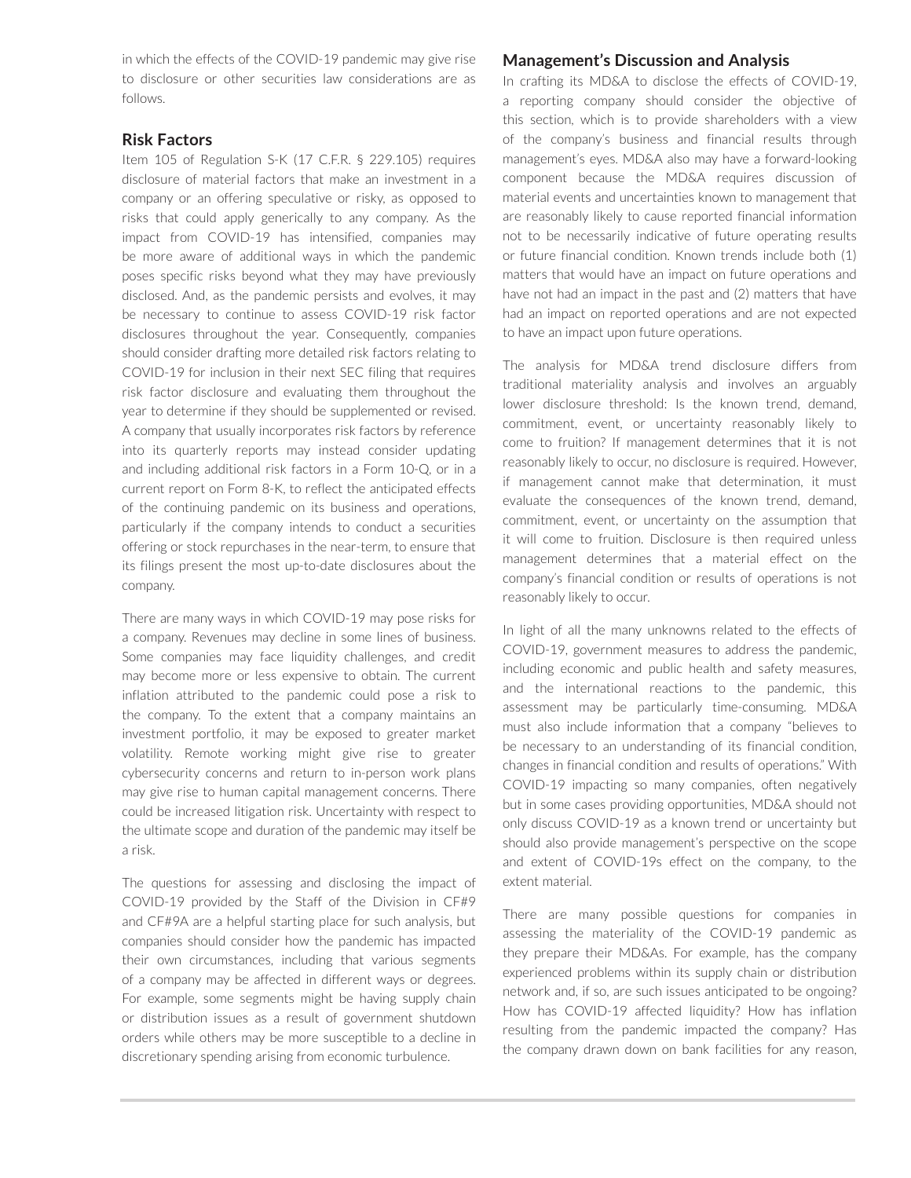in which the effects of the COVID-19 pandemic may give rise to disclosure or other securities law considerations are as follows.

### Risk Factors

Item 105 of Regulation S-K (17 C.F.R. § 229.105) requires disclosure of material factors that make an investment in a company or an offering speculative or risky, as opposed to risks that could apply generically to any company. As the impact from COVID-19 has intensified, companies may be more aware of additional ways in which the pandemic poses specific risks beyond what they may have previously disclosed. And, as the pandemic persists and evolves, it may be necessary to continue to assess COVID-19 risk factor disclosures throughout the year. Consequently, companies should consider drafting more detailed risk factors relating to COVID-19 for inclusion in their next SEC filing that requires risk factor disclosure and evaluating them throughout the year to determine if they should be supplemented or revised. A company that usually incorporates risk factors by reference into its quarterly reports may instead consider updating and including additional risk factors in a Form 10-Q, or in a current report on Form 8-K, to reflect the anticipated effects of the continuing pandemic on its business and operations, particularly if the company intends to conduct a securities offering or stock repurchases in the near-term, to ensure that its filings present the most up-to-date disclosures about the company.

There are many ways in which COVID-19 may pose risks for a company. Revenues may decline in some lines of business. Some companies may face liquidity challenges, and credit may become more or less expensive to obtain. The current inflation attributed to the pandemic could pose a risk to the company. To the extent that a company maintains an investment portfolio, it may be exposed to greater market volatility. Remote working might give rise to greater cybersecurity concerns and return to in-person work plans may give rise to human capital management concerns. There could be increased litigation risk. Uncertainty with respect to the ultimate scope and duration of the pandemic may itself be a risk.

The questions for assessing and disclosing the impact of COVID-19 provided by the Staff of the Division in CF#9 and CF#9A are a helpful starting place for such analysis, but companies should consider how the pandemic has impacted their own circumstances, including that various segments of a company may be affected in different ways or degrees. For example, some segments might be having supply chain or distribution issues as a result of government shutdown orders while others may be more susceptible to a decline in discretionary spending arising from economic turbulence.

### Management's Discussion and Analysis

In crafting its MD&A to disclose the effects of COVID-19, a reporting company should consider the objective of this section, which is to provide shareholders with a view of the company's business and financial results through management's eyes. MD&A also may have a forward-looking component because the MD&A requires discussion of material events and uncertainties known to management that are reasonably likely to cause reported financial information not to be necessarily indicative of future operating results or future financial condition. Known trends include both (1) matters that would have an impact on future operations and have not had an impact in the past and (2) matters that have had an impact on reported operations and are not expected to have an impact upon future operations.

The analysis for MD&A trend disclosure differs from traditional materiality analysis and involves an arguably lower disclosure threshold: Is the known trend, demand, commitment, event, or uncertainty reasonably likely to come to fruition? If management determines that it is not reasonably likely to occur, no disclosure is required. However, if management cannot make that determination, it must evaluate the consequences of the known trend, demand, commitment, event, or uncertainty on the assumption that it will come to fruition. Disclosure is then required unless management determines that a material effect on the company's financial condition or results of operations is not reasonably likely to occur.

In light of all the many unknowns related to the effects of COVID-19, government measures to address the pandemic, including economic and public health and safety measures, and the international reactions to the pandemic, this assessment may be particularly time-consuming. MD&A must also include information that a company "believes to be necessary to an understanding of its financial condition, changes in financial condition and results of operations." With COVID-19 impacting so many companies, often negatively but in some cases providing opportunities, MD&A should not only discuss COVID-19 as a known trend or uncertainty but should also provide management's perspective on the scope and extent of COVID-19s effect on the company, to the extent material.

There are many possible questions for companies in assessing the materiality of the COVID-19 pandemic as they prepare their MD&As. For example, has the company experienced problems within its supply chain or distribution network and, if so, are such issues anticipated to be ongoing? How has COVID-19 affected liquidity? How has inflation resulting from the pandemic impacted the company? Has the company drawn down on bank facilities for any reason,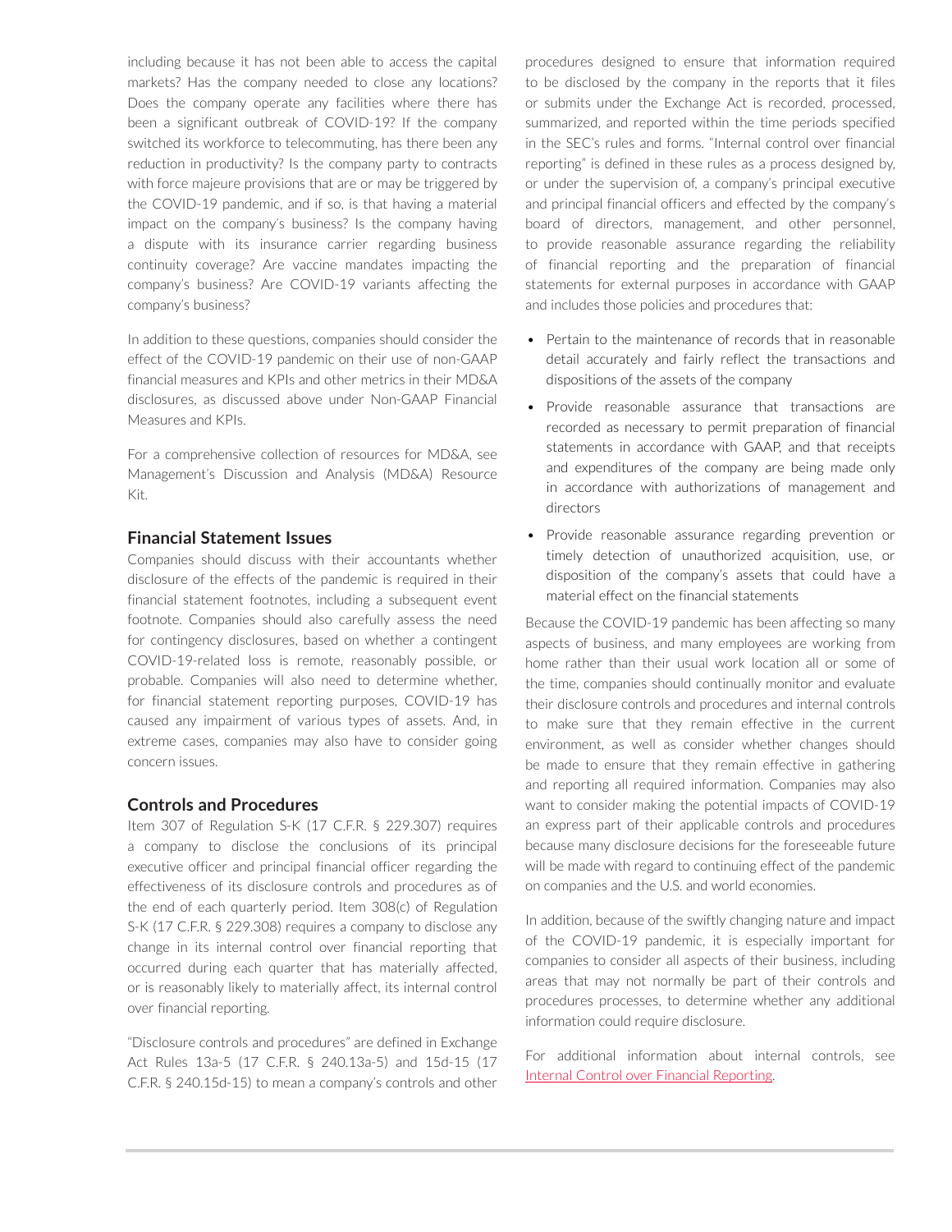including because it has not been able to access the capital markets? Has the company needed to close any locations? Does the company operate any facilities where there has been a significant outbreak of COVID-19? If the company switched its workforce to telecommuting, has there been any reduction in productivity? Is the company party to contracts with force majeure provisions that are or may be triggered by the COVID-19 pandemic, and if so, is that having a material impact on the company's business? Is the company having a dispute with its insurance carrier regarding business continuity coverage? Are vaccine mandates impacting the company's business? Are COVID-19 variants affecting the company's business?

In addition to these questions, companies should consider the effect of the COVID-19 pandemic on their use of non-GAAP financial measures and KPIs and other metrics in their MD&A disclosures, as discussed above under Non-GAAP Financial Measures and KPIs.

For a comprehensive collection of resources for MD&A, see Management's Discussion and Analysis (MD&A) Resource Kit.

### Financial Statement Issues

Companies should discuss with their accountants whether disclosure of the effects of the pandemic is required in their financial statement footnotes, including a subsequent event footnote. Companies should also carefully assess the need for contingency disclosures, based on whether a contingent COVID-19-related loss is remote, reasonably possible, or probable. Companies will also need to determine whether, for financial statement reporting purposes, COVID-19 has caused any impairment of various types of assets. And, in extreme cases, companies may also have to consider going concern issues.

### Controls and Procedures

Item 307 of Regulation S-K (17 C.F.R. § 229.307) requires a company to disclose the conclusions of its principal executive officer and principal financial officer regarding the effectiveness of its disclosure controls and procedures as of the end of each quarterly period. Item 308(c) of Regulation S-K (17 C.F.R. § 229.308) requires a company to disclose any change in its internal control over financial reporting that occurred during each quarter that has materially affected, or is reasonably likely to materially affect, its internal control over financial reporting.

"Disclosure controls and procedures" are defined in Exchange Act Rules 13a-5 (17 C.F.R. § 240.13a-5) and 15d-15 (17 C.F.R. § 240.15d-15) to mean a company's controls and other procedures designed to ensure that information required to be disclosed by the company in the reports that it files or submits under the Exchange Act is recorded, processed, summarized, and reported within the time periods specified in the SEC's rules and forms. "Internal control over financial reporting" is defined in these rules as a process designed by, or under the supervision of, a company's principal executive and principal financial officers and effected by the company's board of directors, management, and other personnel, to provide reasonable assurance regarding the reliability of financial reporting and the preparation of financial statements for external purposes in accordance with GAAP and includes those policies and procedures that:

- Pertain to the maintenance of records that in reasonable detail accurately and fairly reflect the transactions and dispositions of the assets of the company
- Provide reasonable assurance that transactions are recorded as necessary to permit preparation of financial statements in accordance with GAAP, and that receipts and expenditures of the company are being made only in accordance with authorizations of management and directors
- Provide reasonable assurance regarding prevention or timely detection of unauthorized acquisition, use, or disposition of the company's assets that could have a material effect on the financial statements

Because the COVID-19 pandemic has been affecting so many aspects of business, and many employees are working from home rather than their usual work location all or some of the time, companies should continually monitor and evaluate their disclosure controls and procedures and internal controls to make sure that they remain effective in the current environment, as well as consider whether changes should be made to ensure that they remain effective in gathering and reporting all required information. Companies may also want to consider making the potential impacts of COVID-19 an express part of their applicable controls and procedures because many disclosure decisions for the foreseeable future will be made with regard to continuing effect of the pandemic on companies and the U.S. and world economies.

In addition, because of the swiftly changing nature and impact of the COVID-19 pandemic, it is especially important for companies to consider all aspects of their business, including areas that may not normally be part of their controls and procedures processes, to determine whether any additional information could require disclosure.

For additional information about internal controls, see Internal Control over Financial Reporting.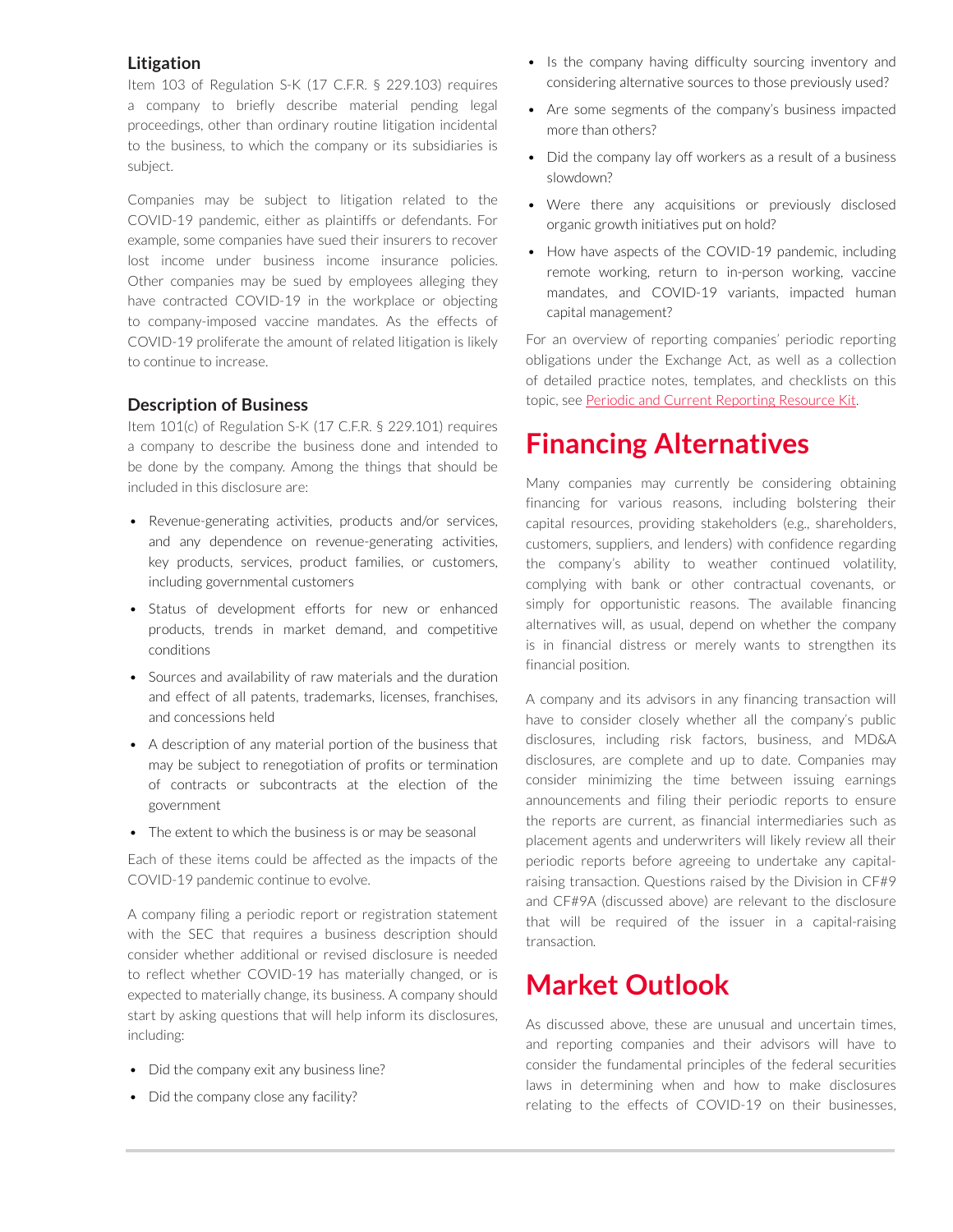### Litigation

Item 103 of Regulation S-K (17 C.F.R. § 229.103) requires a company to briefly describe material pending legal proceedings, other than ordinary routine litigation incidental to the business, to which the company or its subsidiaries is subject.

Companies may be subject to litigation related to the COVID-19 pandemic, either as plaintiffs or defendants. For example, some companies have sued their insurers to recover lost income under business income insurance policies. Other companies may be sued by employees alleging they have contracted COVID-19 in the workplace or objecting to company-imposed vaccine mandates. As the effects of COVID-19 proliferate the amount of related litigation is likely to continue to increase.

### Description of Business

Item 101(c) of Regulation S-K (17 C.F.R. § 229.101) requires a company to describe the business done and intended to be done by the company. Among the things that should be included in this disclosure are:

- Revenue-generating activities, products and/or services, and any dependence on revenue-generating activities, key products, services, product families, or customers, including governmental customers
- Status of development efforts for new or enhanced products, trends in market demand, and competitive conditions
- Sources and availability of raw materials and the duration and effect of all patents, trademarks, licenses, franchises, and concessions held
- A description of any material portion of the business that may be subject to renegotiation of profits or termination of contracts or subcontracts at the election of the government
- The extent to which the business is or may be seasonal

Each of these items could be affected as the impacts of the COVID-19 pandemic continue to evolve.

A company filing a periodic report or registration statement with the SEC that requires a business description should consider whether additional or revised disclosure is needed to reflect whether COVID-19 has materially changed, or is expected to materially change, its business. A company should start by asking questions that will help inform its disclosures, including:

- Did the company exit any business line?
- Did the company close any facility?
- Is the company having difficulty sourcing inventory and considering alternative sources to those previously used?
- Are some segments of the company's business impacted more than others?
- Did the company lay off workers as a result of a business slowdown?
- Were there any acquisitions or previously disclosed organic growth initiatives put on hold?
- How have aspects of the COVID-19 pandemic, including remote working, return to in-person working, vaccine mandates, and COVID-19 variants, impacted human capital management?

For an overview of reporting companies' periodic reporting obligations under the Exchange Act, as well as a collection of detailed practice notes, templates, and checklists on this topic, see Periodic and Current Reporting Resource Kit.

## Financing Alternatives

Many companies may currently be considering obtaining financing for various reasons, including bolstering their capital resources, providing stakeholders (e.g., shareholders, customers, suppliers, and lenders) with confidence regarding the company's ability to weather continued volatility, complying with bank or other contractual covenants, or simply for opportunistic reasons. The available financing alternatives will, as usual, depend on whether the company is in financial distress or merely wants to strengthen its financial position.

A company and its advisors in any financing transaction will have to consider closely whether all the company's public disclosures, including risk factors, business, and MD&A disclosures, are complete and up to date. Companies may consider minimizing the time between issuing earnings announcements and filing their periodic reports to ensure the reports are current, as financial intermediaries such as placement agents and underwriters will likely review all their periodic reports before agreeing to undertake any capital-raising transaction. Questions raised by the Division in CF#9 and CF#9A (discussed above) are relevant to the disclosure that will be required of the issuer in a capital-raising transaction.

## Market Outlook

As discussed above, these are unusual and uncertain times, and reporting companies and their advisors will have to consider the fundamental principles of the federal securities laws in determining when and how to make disclosures relating to the effects of COVID-19 on their businesses,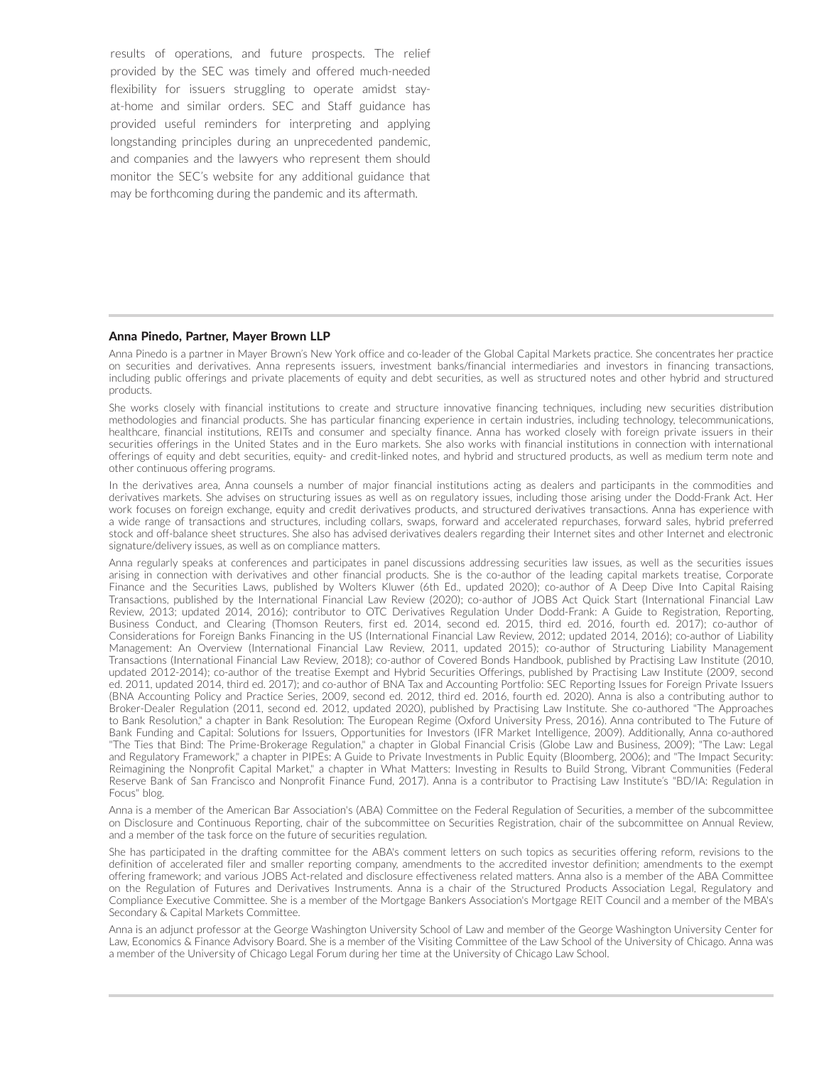results of operations, and future prospects. The relief provided by the SEC was timely and offered much-needed flexibility for issuers struggling to operate amidst stay-at-home and similar orders. SEC and Staff guidance has provided useful reminders for interpreting and applying longstanding principles during an unprecedented pandemic, and companies and the lawyers who represent them should monitor the SEC's website for any additional guidance that may be forthcoming during the pandemic and its aftermath.

---

**Anna Pinedo, Partner, Mayer Brown LLP**

Anna Pinedo is a partner in Mayer Brown's New York office and co-leader of the Global Capital Markets practice. She concentrates her practice on securities and derivatives. Anna represents issuers, investment banks/financial intermediaries and investors in financing transactions, including public offerings and private placements of equity and debt securities, as well as structured notes and other hybrid and structured products.

She works closely with financial institutions to create and structure innovative financing techniques, including new securities distribution methodologies and financial products. She has particular financing experience in certain industries, including technology, telecommunications, healthcare, financial institutions, REITs and consumer and specialty finance. Anna has worked closely with foreign private issuers in their securities offerings in the United States and in the Euro markets. She also works with financial institutions in connection with international offerings of equity and debt securities, equity- and credit-linked notes, and hybrid and structured products, as well as medium term note and other continuous offering programs.

In the derivatives area, Anna counsels a number of major financial institutions acting as dealers and participants in the commodities and derivatives markets. She advises on structuring issues as well as on regulatory issues, including those arising under the Dodd-Frank Act. Her work focuses on foreign exchange, equity and credit derivatives products, and structured derivatives transactions. Anna has experience with a wide range of transactions and structures, including collars, swaps, forward and accelerated repurchases, forward sales, hybrid preferred stock and off-balance sheet structures. She also has advised derivatives dealers regarding their Internet sites and other Internet and electronic signature/delivery issues, as well as on compliance matters.

Anna regularly speaks at conferences and participates in panel discussions addressing securities law issues, as well as the securities issues arising in connection with derivatives and other financial products. She is the co-author of the leading capital markets treatise, Corporate Finance and the Securities Laws, published by Wolters Kluwer (6th Ed., updated 2020); co-author of A Deep Dive Into Capital Raising Transactions, published by the International Financial Law Review (2020); co-author of JOBS Act Quick Start (International Financial Law Review, 2013; updated 2014, 2016); contributor to OTC Derivatives Regulation Under Dodd-Frank: A Guide to Registration, Reporting, Business Conduct, and Clearing (Thomson Reuters, first ed. 2014, second ed. 2015, third ed. 2016, fourth ed. 2017); co-author of Considerations for Foreign Banks Financing in the US (International Financial Law Review, 2012; updated 2014, 2016); co-author of Liability Management: An Overview (International Financial Law Review, 2011, updated 2015); co-author of Structuring Liability Management Transactions (International Financial Law Review, 2018); co-author of Covered Bonds Handbook, published by Practising Law Institute (2010, updated 2012-2014); co-author of the treatise Exempt and Hybrid Securities Offerings, published by Practising Law Institute (2009, second ed. 2011, updated 2014, third ed. 2017); and co-author of BNA Tax and Accounting Portfolio: SEC Reporting Issues for Foreign Private Issuers (BNA Accounting Policy and Practice Series, 2009, second ed. 2012, third ed. 2016, fourth ed. 2020). Anna is also a contributing author to Broker-Dealer Regulation (2011, second ed. 2012, updated 2020), published by Practising Law Institute. She co-authored "The Approaches to Bank Resolution," a chapter in Bank Resolution: The European Regime (Oxford University Press, 2016). Anna contributed to The Future of Bank Funding and Capital: Solutions for Issuers, Opportunities for Investors (IFR Market Intelligence, 2009). Additionally, Anna co-authored "The Ties that Bind: The Prime-Brokerage Regulation," a chapter in Global Financial Crisis (Globe Law and Business, 2009); "The Law: Legal and Regulatory Framework," a chapter in PIPEs: A Guide to Private Investments in Public Equity (Bloomberg, 2006); and "The Impact Security: Reimagining the Nonprofit Capital Market," a chapter in What Matters: Investing in Results to Build Strong, Vibrant Communities (Federal Reserve Bank of San Francisco and Nonprofit Finance Fund, 2017). Anna is a contributor to Practising Law Institute's "BD/IA: Regulation in Focus" blog.

Anna is a member of the American Bar Association's (ABA) Committee on the Federal Regulation of Securities, a member of the subcommittee on Disclosure and Continuous Reporting, chair of the subcommittee on Securities Registration, chair of the subcommittee on Annual Review, and a member of the task force on the future of securities regulation.

She has participated in the drafting committee for the ABA's comment letters on such topics as securities offering reform, revisions to the definition of accelerated filer and smaller reporting company, amendments to the accredited investor definition; amendments to the exempt offering framework; and various JOBS Act-related and disclosure effectiveness related matters. Anna also is a member of the ABA Committee on the Regulation of Futures and Derivatives Instruments. Anna is a chair of the Structured Products Association Legal, Regulatory and Compliance Executive Committee. She is a member of the Mortgage Bankers Association's Mortgage REIT Council and a member of the MBA's Secondary & Capital Markets Committee.

Anna is an adjunct professor at the George Washington University School of Law and member of the George Washington University Center for Law, Economics & Finance Advisory Board. She is a member of the Visiting Committee of the Law School of the University of Chicago. Anna was a member of the University of Chicago Legal Forum during her time at the University of Chicago Law School.

---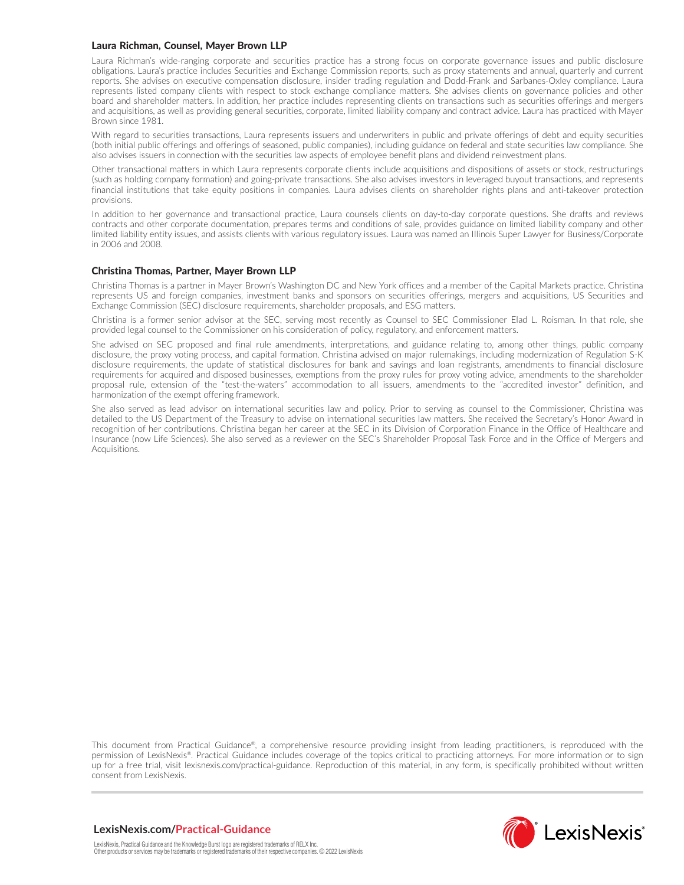### Laura Richman, Counsel, Mayer Brown LLP

Laura Richman's wide-ranging corporate and securities practice has a strong focus on corporate governance issues and public disclosure obligations. Laura's practice includes Securities and Exchange Commission reports, such as proxy statements and annual, quarterly and current reports. She advises on executive compensation disclosure, insider trading regulation and Dodd-Frank and Sarbanes-Oxley compliance. Laura represents listed company clients with respect to stock exchange compliance matters. She advises clients on governance policies and other board and shareholder matters. In addition, her practice includes representing clients on transactions such as securities offerings and mergers and acquisitions, as well as providing general securities, corporate, limited liability company and contract advice. Laura has practiced with Mayer Brown since 1981.

With regard to securities transactions, Laura represents issuers and underwriters in public and private offerings of debt and equity securities (both initial public offerings and offerings of seasoned, public companies), including guidance on federal and state securities law compliance. She also advises issuers in connection with the securities law aspects of employee benefit plans and dividend reinvestment plans.

Other transactional matters in which Laura represents corporate clients include acquisitions and dispositions of assets or stock, restructurings (such as holding company formation) and going-private transactions. She also advises investors in leveraged buyout transactions, and represents financial institutions that take equity positions in companies. Laura advises clients on shareholder rights plans and anti-takeover protection provisions.

In addition to her governance and transactional practice, Laura counsels clients on day-to-day corporate questions. She drafts and reviews contracts and other corporate documentation, prepares terms and conditions of sale, provides guidance on limited liability company and other limited liability entity issues, and assists clients with various regulatory issues. Laura was named an Illinois Super Lawyer for Business/Corporate in 2006 and 2008.

### Christina Thomas, Partner, Mayer Brown LLP

Christina Thomas is a partner in Mayer Brown's Washington DC and New York offices and a member of the Capital Markets practice. Christina represents US and foreign companies, investment banks and sponsors on securities offerings, mergers and acquisitions, US Securities and Exchange Commission (SEC) disclosure requirements, shareholder proposals, and ESG matters.

Christina is a former senior advisor at the SEC, serving most recently as Counsel to SEC Commissioner Elad L. Roisman. In that role, she provided legal counsel to the Commissioner on his consideration of policy, regulatory, and enforcement matters.

She advised on SEC proposed and final rule amendments, interpretations, and guidance relating to, among other things, public company disclosure, the proxy voting process, and capital formation. Christina advised on major rulemakings, including modernization of Regulation S-K disclosure requirements, the update of statistical disclosures for bank and savings and loan registrants, amendments to financial disclosure requirements for acquired and disposed businesses, exemptions from the proxy rules for proxy voting advice, amendments to the shareholder proposal rule, extension of the "test-the-waters" accommodation to all issuers, amendments to the "accredited investor" definition, and harmonization of the exempt offering framework.

She also served as lead advisor on international securities law and policy. Prior to serving as counsel to the Commissioner, Christina was detailed to the US Department of the Treasury to advise on international securities law matters. She received the Secretary's Honor Award in recognition of her contributions. Christina began her career at the SEC in its Division of Corporation Finance in the Office of Healthcare and Insurance (now Life Sciences). She also served as a reviewer on the SEC's Shareholder Proposal Task Force and in the Office of Mergers and Acquisitions.

This document from Practical Guidance®, a comprehensive resource providing insight from leading practitioners, is reproduced with the permission of LexisNexis®. Practical Guidance includes coverage of the topics critical to practicing attorneys. For more information or to sign up for a free trial, visit lexisnexis.com/practical-guidance. Reproduction of this material, in any form, is specifically prohibited without written consent from LexisNexis.

**LexisNexis.com/Practical-Guidance**

LexisNexis, Practical Guidance and the Knowledge Burst logo are registered trademarks of RELX Inc.
Other products or services may be trademarks or registered trademarks of their respective companies. © 2022 LexisNexis